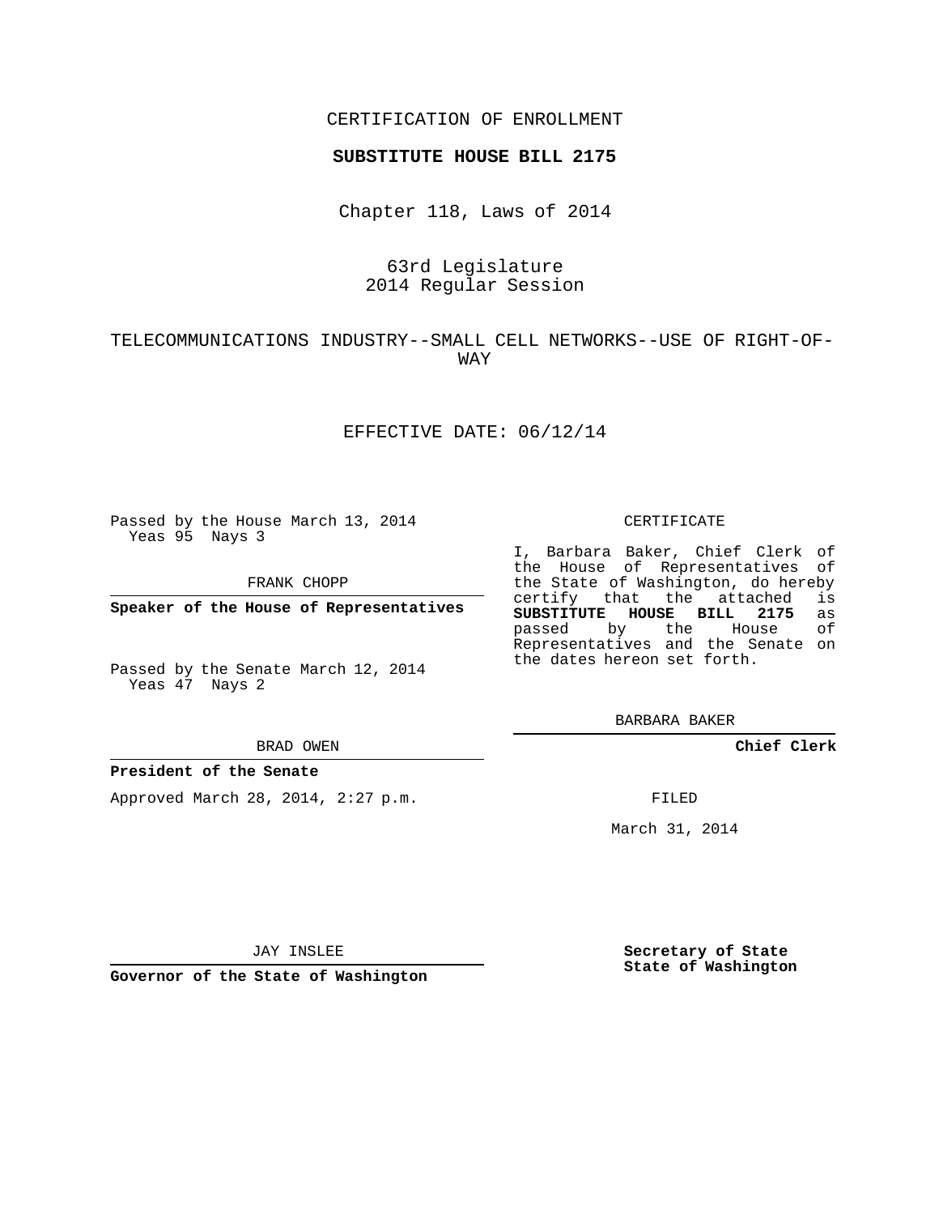CERTIFICATION OF ENROLLMENT

**SUBSTITUTE HOUSE BILL 2175**

Chapter 118, Laws of 2014

63rd Legislature
2014 Regular Session

TELECOMMUNICATIONS INDUSTRY--SMALL CELL NETWORKS--USE OF RIGHT-OF-WAY

EFFECTIVE DATE: 06/12/14

Passed by the House March 13, 2014
Yeas 95 Nays 3

FRANK CHOPP

**Speaker of the House of Representatives**

Passed by the Senate March 12, 2014
Yeas 47 Nays 2

BRAD OWEN

**President of the Senate**

Approved March 28, 2014, 2:27 p.m.

JAY INSLEE

**Governor of the State of Washington**

CERTIFICATE

I, Barbara Baker, Chief Clerk of the House of Representatives of the State of Washington, do hereby certify that the attached is **SUBSTITUTE HOUSE BILL 2175** as passed by the House of Representatives and the Senate on the dates hereon set forth.

BARBARA BAKER

**Chief Clerk**

FILED

March 31, 2014

**Secretary of State**
**State of Washington**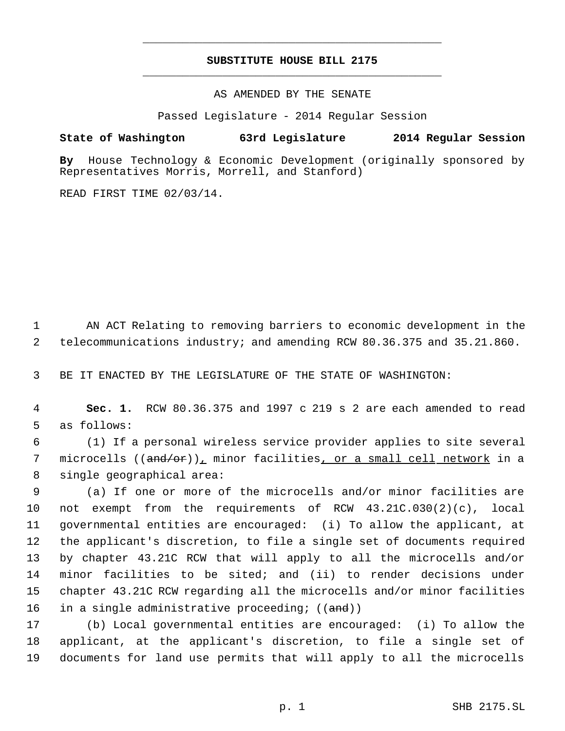# SUBSTITUTE HOUSE BILL 2175

AS AMENDED BY THE SENATE

Passed Legislature - 2014 Regular Session

**State of Washington 63rd Legislature 2014 Regular Session**

**By** House Technology & Economic Development (originally sponsored by Representatives Morris, Morrell, and Stanford)

READ FIRST TIME 02/03/14.

1 AN ACT Relating to removing barriers to economic development in the
2 telecommunications industry; and amending RCW 80.36.375 and 35.21.860.

3 BE IT ENACTED BY THE LEGISLATURE OF THE STATE OF WASHINGTON:

4 **Sec. 1.** RCW 80.36.375 and 1997 c 219 s 2 are each amended to read
5 as follows:

6 (1) If a personal wireless service provider applies to site several
7 microcells ((~~and/or~~)), minor facilities, or a small cell network in a
8 single geographical area:

9 (a) If one or more of the microcells and/or minor facilities are
10 not exempt from the requirements of RCW 43.21C.030(2)(c), local
11 governmental entities are encouraged: (i) To allow the applicant, at
12 the applicant's discretion, to file a single set of documents required
13 by chapter 43.21C RCW that will apply to all the microcells and/or
14 minor facilities to be sited; and (ii) to render decisions under
15 chapter 43.21C RCW regarding all the microcells and/or minor facilities
16 in a single administrative proceeding; ((~~and~~))

17 (b) Local governmental entities are encouraged: (i) To allow the
18 applicant, at the applicant's discretion, to file a single set of
19 documents for land use permits that will apply to all the microcells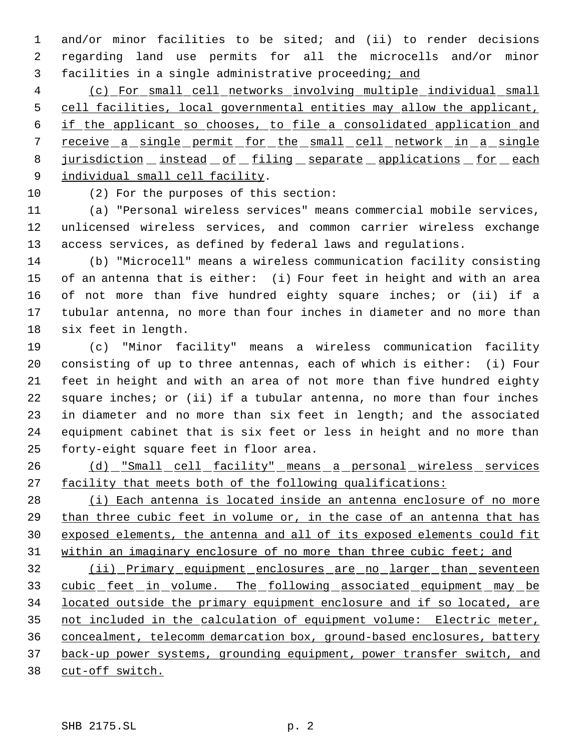and/or minor facilities to be sited; and (ii) to render decisions regarding land use permits for all the microcells and/or minor facilities in a single administrative proceeding; and

(c) For small cell networks involving multiple individual small cell facilities, local governmental entities may allow the applicant, if the applicant so chooses, to file a consolidated application and receive a single permit for the small cell network in a single jurisdiction instead of filing separate applications for each individual small cell facility.

(2) For the purposes of this section:

(a) "Personal wireless services" means commercial mobile services, unlicensed wireless services, and common carrier wireless exchange access services, as defined by federal laws and regulations.

(b) "Microcell" means a wireless communication facility consisting of an antenna that is either: (i) Four feet in height and with an area of not more than five hundred eighty square inches; or (ii) if a tubular antenna, no more than four inches in diameter and no more than six feet in length.

(c) "Minor facility" means a wireless communication facility consisting of up to three antennas, each of which is either: (i) Four feet in height and with an area of not more than five hundred eighty square inches; or (ii) if a tubular antenna, no more than four inches in diameter and no more than six feet in length; and the associated equipment cabinet that is six feet or less in height and no more than forty-eight square feet in floor area.

(d) "Small cell facility" means a personal wireless services facility that meets both of the following qualifications:

(i) Each antenna is located inside an antenna enclosure of no more than three cubic feet in volume or, in the case of an antenna that has exposed elements, the antenna and all of its exposed elements could fit within an imaginary enclosure of no more than three cubic feet; and

(ii) Primary equipment enclosures are no larger than seventeen cubic feet in volume. The following associated equipment may be located outside the primary equipment enclosure and if so located, are not included in the calculation of equipment volume: Electric meter, concealment, telecomm demarcation box, ground-based enclosures, battery back-up power systems, grounding equipment, power transfer switch, and cut-off switch.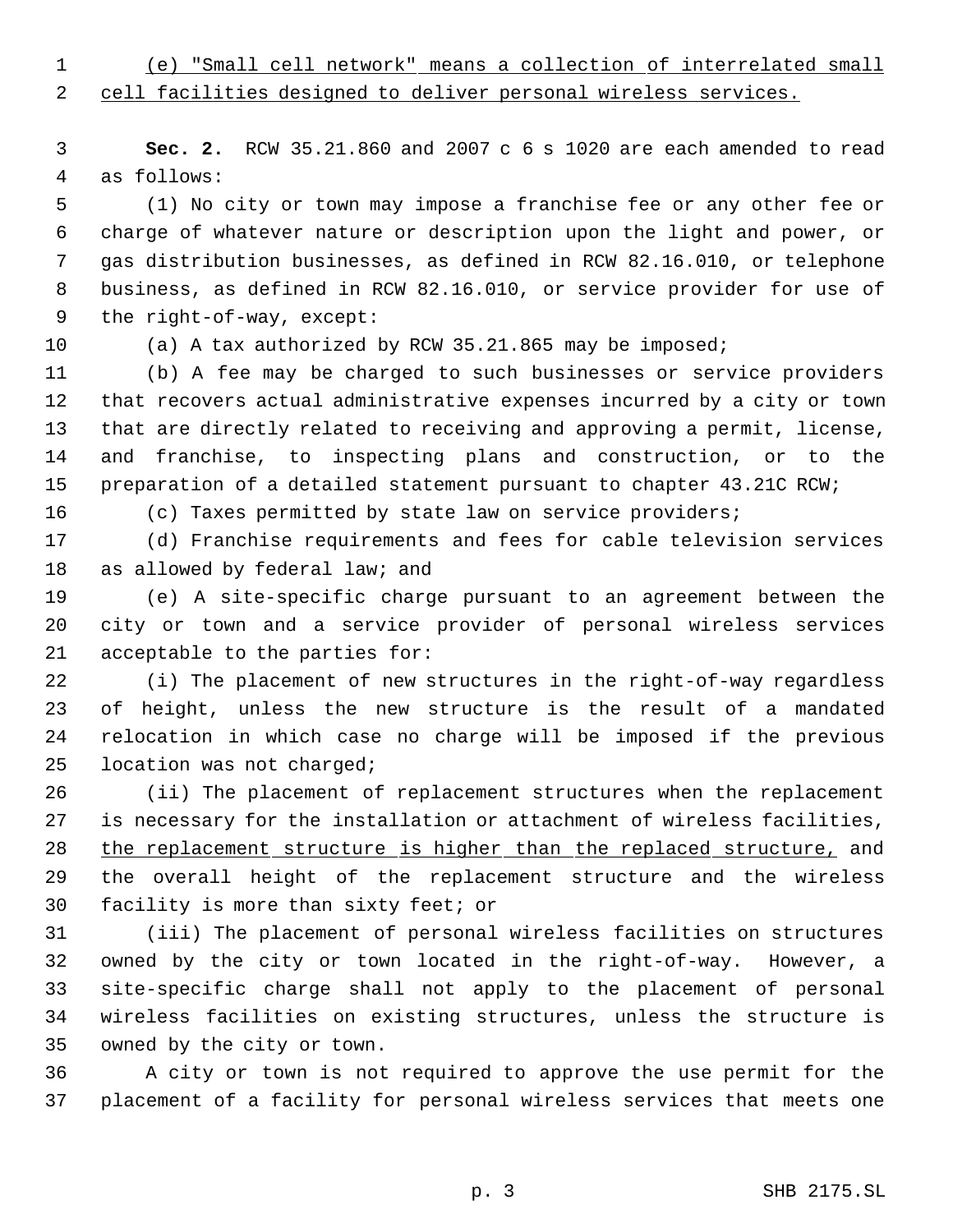(e) "Small cell network" means a collection of interrelated small cell facilities designed to deliver personal wireless services.

**Sec. 2.** RCW 35.21.860 and 2007 c 6 s 1020 are each amended to read as follows:

(1) No city or town may impose a franchise fee or any other fee or charge of whatever nature or description upon the light and power, or gas distribution businesses, as defined in RCW 82.16.010, or telephone business, as defined in RCW 82.16.010, or service provider for use of the right-of-way, except:

(a) A tax authorized by RCW 35.21.865 may be imposed;

(b) A fee may be charged to such businesses or service providers that recovers actual administrative expenses incurred by a city or town that are directly related to receiving and approving a permit, license, and franchise, to inspecting plans and construction, or to the preparation of a detailed statement pursuant to chapter 43.21C RCW;

(c) Taxes permitted by state law on service providers;

(d) Franchise requirements and fees for cable television services as allowed by federal law; and

(e) A site-specific charge pursuant to an agreement between the city or town and a service provider of personal wireless services acceptable to the parties for:

(i) The placement of new structures in the right-of-way regardless of height, unless the new structure is the result of a mandated relocation in which case no charge will be imposed if the previous location was not charged;

(ii) The placement of replacement structures when the replacement is necessary for the installation or attachment of wireless facilities, the replacement structure is higher than the replaced structure, and the overall height of the replacement structure and the wireless facility is more than sixty feet; or

(iii) The placement of personal wireless facilities on structures owned by the city or town located in the right-of-way. However, a site-specific charge shall not apply to the placement of personal wireless facilities on existing structures, unless the structure is owned by the city or town.

A city or town is not required to approve the use permit for the placement of a facility for personal wireless services that meets one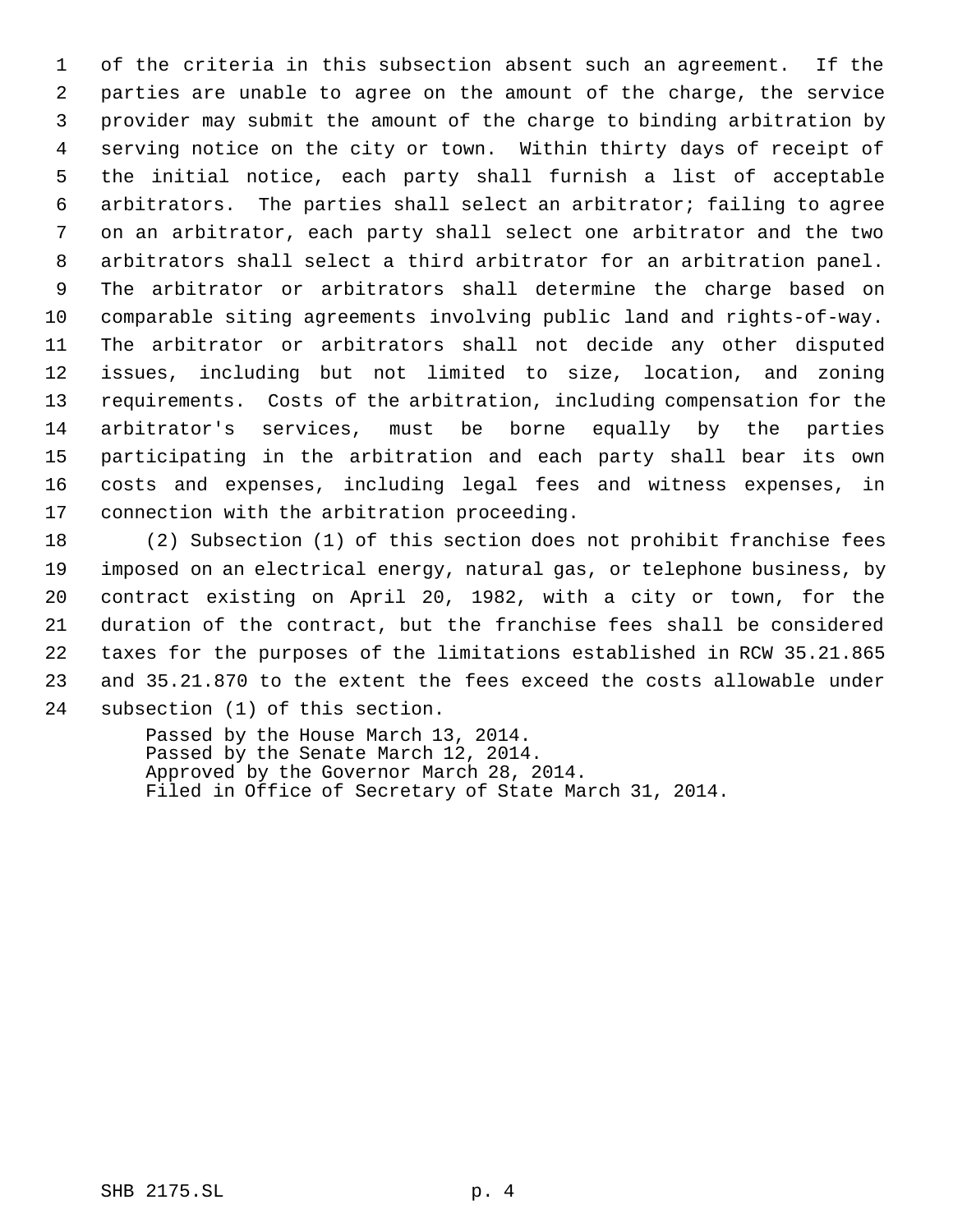of the criteria in this subsection absent such an agreement. If the parties are unable to agree on the amount of the charge, the service provider may submit the amount of the charge to binding arbitration by serving notice on the city or town. Within thirty days of receipt of the initial notice, each party shall furnish a list of acceptable arbitrators. The parties shall select an arbitrator; failing to agree on an arbitrator, each party shall select one arbitrator and the two arbitrators shall select a third arbitrator for an arbitration panel. The arbitrator or arbitrators shall determine the charge based on comparable siting agreements involving public land and rights-of-way. The arbitrator or arbitrators shall not decide any other disputed issues, including but not limited to size, location, and zoning requirements. Costs of the arbitration, including compensation for the arbitrator's services, must be borne equally by the parties participating in the arbitration and each party shall bear its own costs and expenses, including legal fees and witness expenses, in connection with the arbitration proceeding.

(2) Subsection (1) of this section does not prohibit franchise fees imposed on an electrical energy, natural gas, or telephone business, by contract existing on April 20, 1982, with a city or town, for the duration of the contract, but the franchise fees shall be considered taxes for the purposes of the limitations established in RCW 35.21.865 and 35.21.870 to the extent the fees exceed the costs allowable under subsection (1) of this section.

Passed by the House March 13, 2014.
Passed by the Senate March 12, 2014.
Approved by the Governor March 28, 2014.
Filed in Office of Secretary of State March 31, 2014.